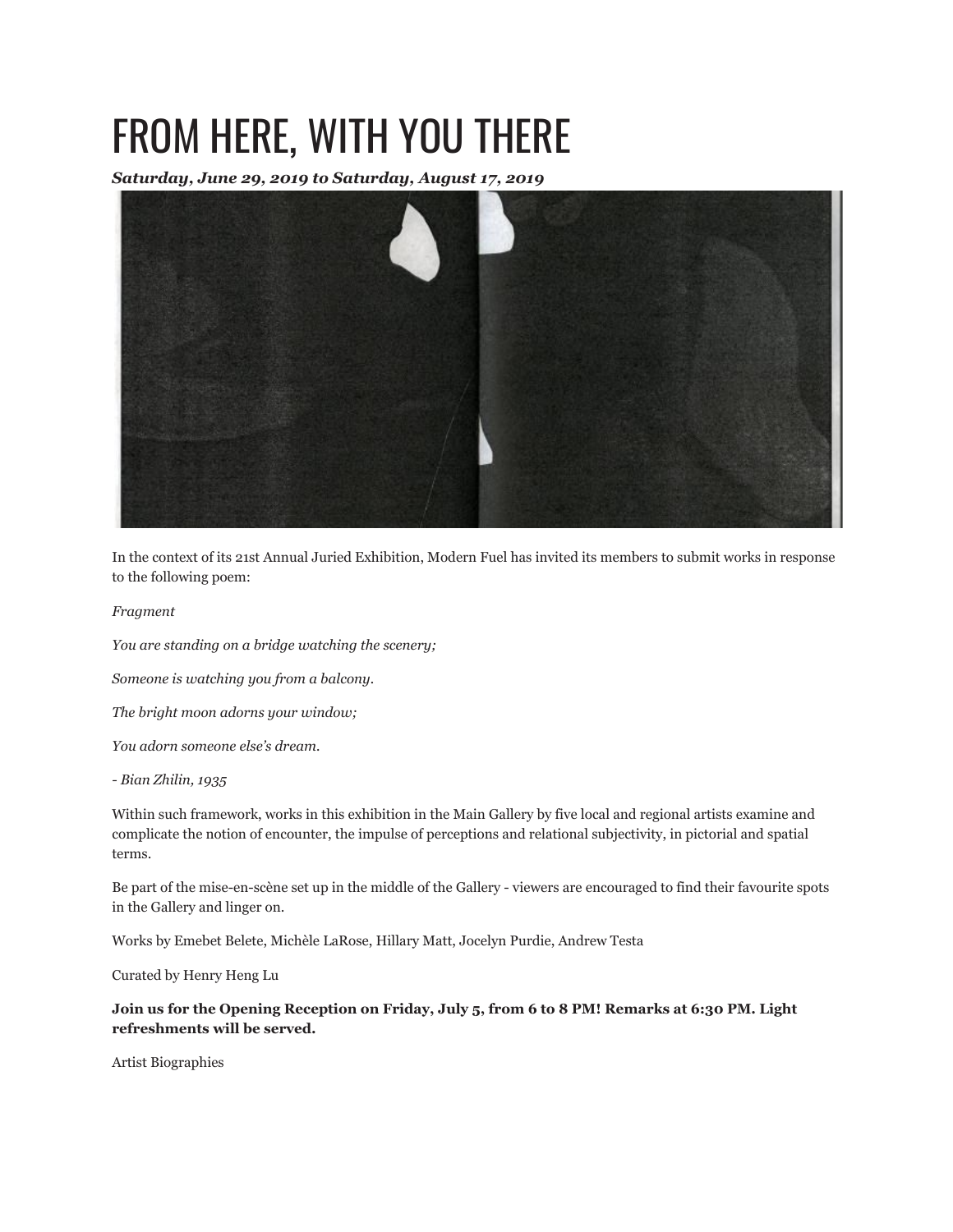# FROM HERE, WITH YOU THERE

***Saturday, June 29, 2019 to Saturday, August 17, 2019***

In the context of its 21st Annual Juried Exhibition, Modern Fuel has invited its members to submit works in response to the following poem:

*Fragment*

*You are standing on a bridge watching the scenery;*

*Someone is watching you from a balcony.*

*The bright moon adorns your window;*

*You adorn someone else's dream.*

*- Bian Zhilin, 1935*

Within such framework, works in this exhibition in the Main Gallery by five local and regional artists examine and complicate the notion of encounter, the impulse of perceptions and relational subjectivity, in pictorial and spatial terms.

Be part of the mise-en-scène set up in the middle of the Gallery - viewers are encouraged to find their favourite spots in the Gallery and linger on.

Works by Emebet Belete, Michèle LaRose, Hillary Matt, Jocelyn Purdie, Andrew Testa

Curated by Henry Heng Lu

**Join us for the Opening Reception on Friday, July 5, from 6 to 8 PM! Remarks at 6:30 PM. Light refreshments will be served.**

Artist Biographies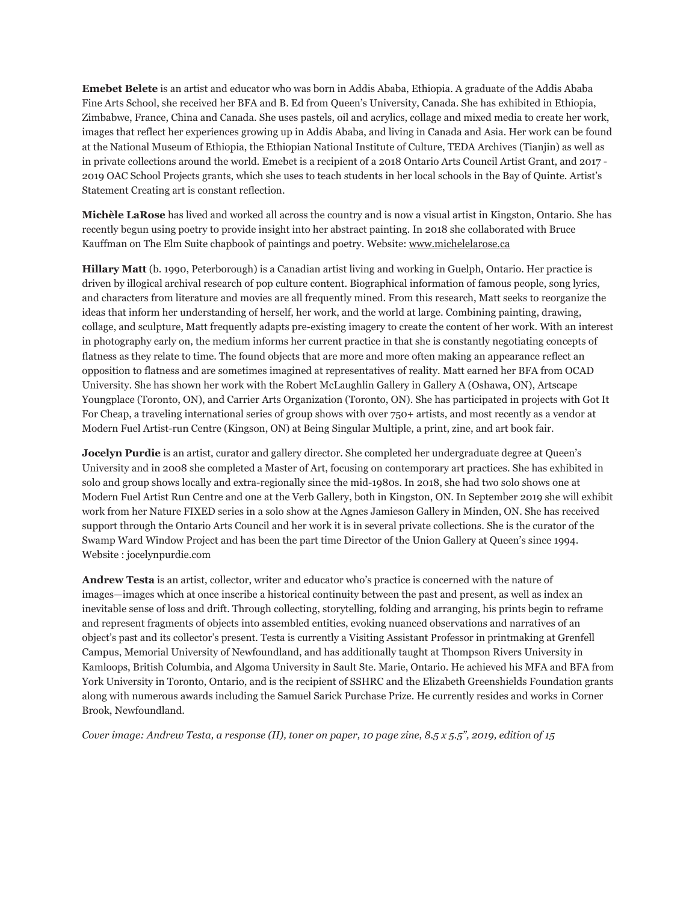**Emebet Belete** is an artist and educator who was born in Addis Ababa, Ethiopia. A graduate of the Addis Ababa Fine Arts School, she received her BFA and B. Ed from Queen's University, Canada. She has exhibited in Ethiopia, Zimbabwe, France, China and Canada. She uses pastels, oil and acrylics, collage and mixed media to create her work, images that reflect her experiences growing up in Addis Ababa, and living in Canada and Asia. Her work can be found at the National Museum of Ethiopia, the Ethiopian National Institute of Culture, TEDA Archives (Tianjin) as well as in private collections around the world. Emebet is a recipient of a 2018 Ontario Arts Council Artist Grant, and 2017 - 2019 OAC School Projects grants, which she uses to teach students in her local schools in the Bay of Quinte. Artist's Statement Creating art is constant reflection.

**Michèle LaRose** has lived and worked all across the country and is now a visual artist in Kingston, Ontario. She has recently begun using poetry to provide insight into her abstract painting. In 2018 she collaborated with Bruce Kauffman on The Elm Suite chapbook of paintings and poetry. Website: www.michelelarose.ca

**Hillary Matt** (b. 1990, Peterborough) is a Canadian artist living and working in Guelph, Ontario. Her practice is driven by illogical archival research of pop culture content. Biographical information of famous people, song lyrics, and characters from literature and movies are all frequently mined. From this research, Matt seeks to reorganize the ideas that inform her understanding of herself, her work, and the world at large. Combining painting, drawing, collage, and sculpture, Matt frequently adapts pre-existing imagery to create the content of her work. With an interest in photography early on, the medium informs her current practice in that she is constantly negotiating concepts of flatness as they relate to time. The found objects that are more and more often making an appearance reflect an opposition to flatness and are sometimes imagined at representatives of reality. Matt earned her BFA from OCAD University. She has shown her work with the Robert McLaughlin Gallery in Gallery A (Oshawa, ON), Artscape Youngplace (Toronto, ON), and Carrier Arts Organization (Toronto, ON). She has participated in projects with Got It For Cheap, a traveling international series of group shows with over 750+ artists, and most recently as a vendor at Modern Fuel Artist-run Centre (Kingson, ON) at Being Singular Multiple, a print, zine, and art book fair.

**Jocelyn Purdie** is an artist, curator and gallery director. She completed her undergraduate degree at Queen's University and in 2008 she completed a Master of Art, focusing on contemporary art practices. She has exhibited in solo and group shows locally and extra-regionally since the mid-1980s. In 2018, she had two solo shows one at Modern Fuel Artist Run Centre and one at the Verb Gallery, both in Kingston, ON. In September 2019 she will exhibit work from her Nature FIXED series in a solo show at the Agnes Jamieson Gallery in Minden, ON. She has received support through the Ontario Arts Council and her work it is in several private collections. She is the curator of the Swamp Ward Window Project and has been the part time Director of the Union Gallery at Queen's since 1994. Website : jocelynpurdie.com

**Andrew Testa** is an artist, collector, writer and educator who's practice is concerned with the nature of images—images which at once inscribe a historical continuity between the past and present, as well as index an inevitable sense of loss and drift. Through collecting, storytelling, folding and arranging, his prints begin to reframe and represent fragments of objects into assembled entities, evoking nuanced observations and narratives of an object's past and its collector's present. Testa is currently a Visiting Assistant Professor in printmaking at Grenfell Campus, Memorial University of Newfoundland, and has additionally taught at Thompson Rivers University in Kamloops, British Columbia, and Algoma University in Sault Ste. Marie, Ontario. He achieved his MFA and BFA from York University in Toronto, Ontario, and is the recipient of SSHRC and the Elizabeth Greenshields Foundation grants along with numerous awards including the Samuel Sarick Purchase Prize. He currently resides and works in Corner Brook, Newfoundland.

*Cover image: Andrew Testa, a response (II), toner on paper, 10 page zine, 8.5 x 5.5", 2019, edition of 15*